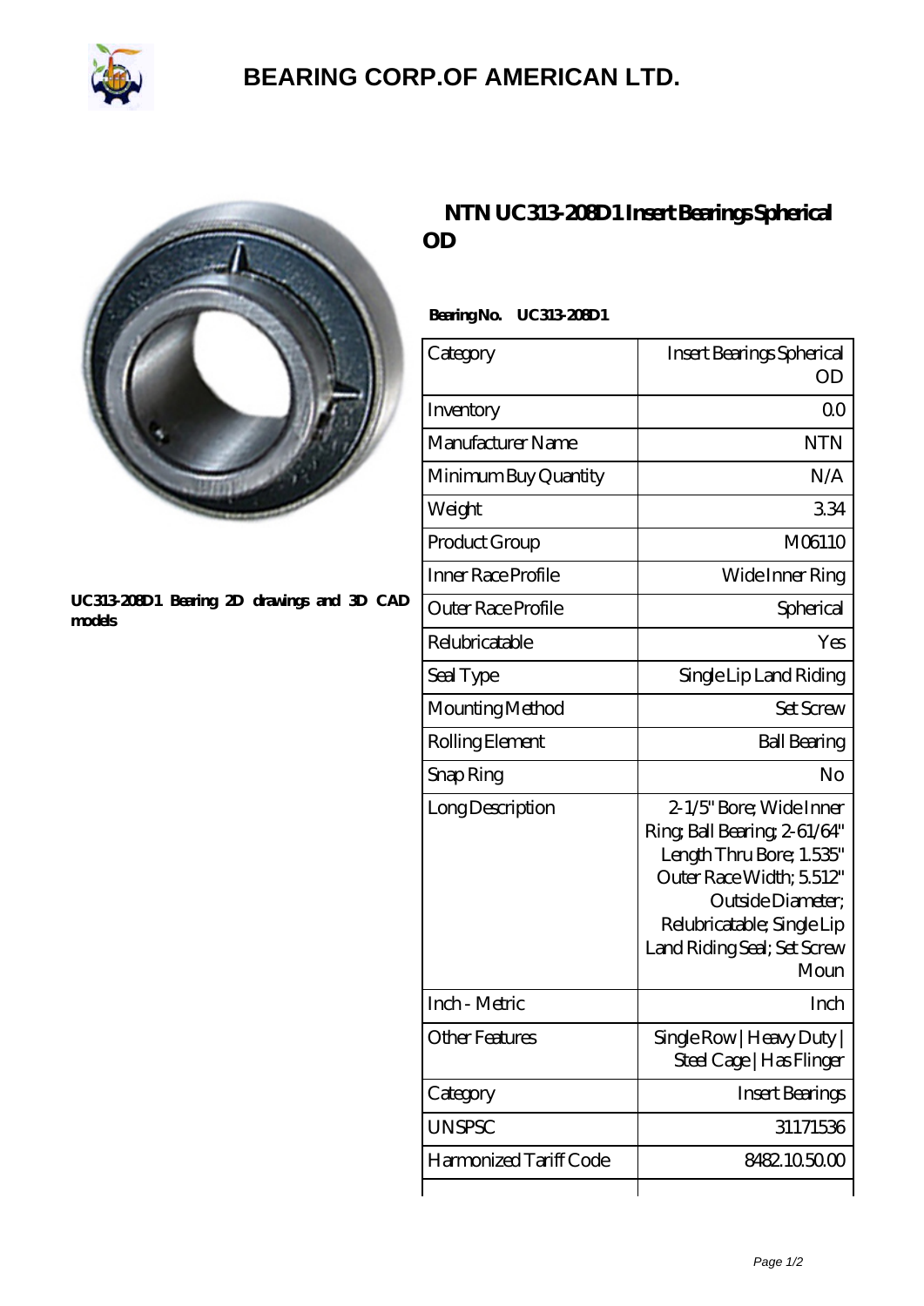# BEARING CORP.OF AMERICAN LTD.

UC313-208D1 Bearing 2D drawings and 3D CAD models

## NTN UC313-208D1 Insert Bearings Spherical OD

**Bearing No. UC313-208D1**

| Category | Insert Bearings Spherical OD |
|---|---|
| Inventory | 0.0 |
| Manufacturer Name | NTN |
| Minimum Buy Quantity | N/A |
| Weight | 3.34 |
| Product Group | M06110 |
| Inner Race Profile | Wide Inner Ring |
| Outer Race Profile | Spherical |
| Relubricatable | Yes |
| Seal Type | Single Lip Land Riding |
| Mounting Method | Set Screw |
| Rolling Element | Ball Bearing |
| Snap Ring | No |
| Long Description | 2-1/5" Bore; Wide Inner Ring; Ball Bearing; 2-61/64" Length Thru Bore; 1.535" Outer Race Width; 5.512" Outside Diameter; Relubricatable; Single Lip Land Riding Seal; Set Screw Moun |
| Inch - Metric | Inch |
| Other Features | Single Row \| Heavy Duty \| Steel Cage \| Has Flinger |
| Category | Insert Bearings |
| UNSPSC | 31171536 |
| Harmonized Tariff Code | 8482.10.50.00 |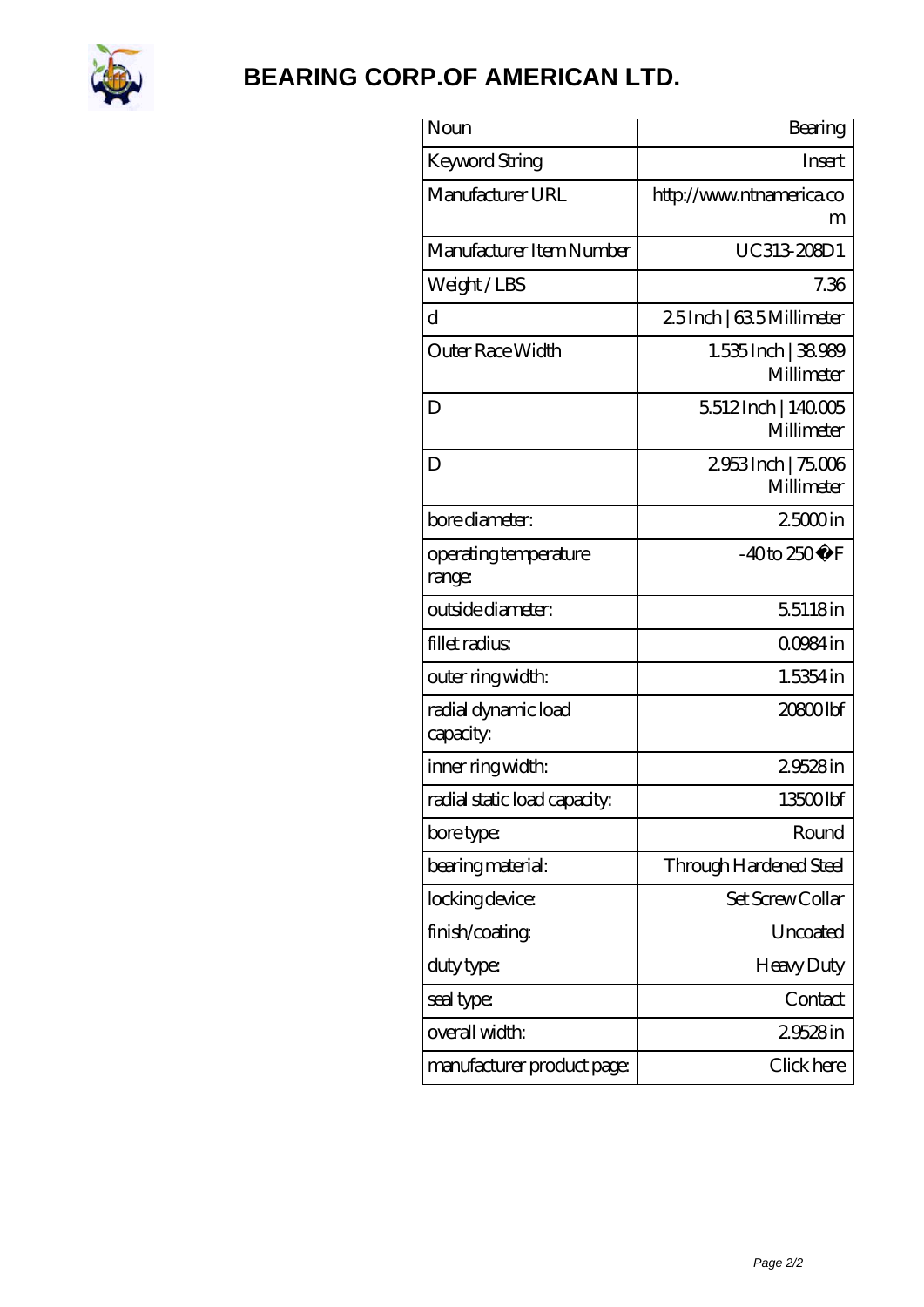# BEARING CORP.OF AMERICAN LTD.

| | |
|---|---|
| Noun | Bearing |
| Keyword String | Insert |
| Manufacturer URL | http://www.ntnamerica.com |
| Manufacturer Item Number | UC313-208D1 |
| Weight / LBS | 7.36 |
| d | 2.5 Inch \| 63.5 Millimeter |
| Outer Race Width | 1.535 Inch \| 38.989 Millimeter |
| D | 5.512 Inch \| 140.005 Millimeter |
| D | 2.953 Inch \| 75.006 Millimeter |
| bore diameter: | 2.5000 in |
| operating temperature range: | -40 to 250 �F |
| outside diameter: | 5.5118 in |
| fillet radius: | 0.0984 in |
| outer ring width: | 1.5354 in |
| radial dynamic load capacity: | 20800 lbf |
| inner ring width: | 2.9528 in |
| radial static load capacity: | 13500 lbf |
| bore type: | Round |
| bearing material: | Through Hardened Steel |
| locking device: | Set Screw Collar |
| finish/coating: | Uncoated |
| duty type: | Heavy Duty |
| seal type: | Contact |
| overall width: | 2.9528 in |
| manufacturer product page: | Click here |